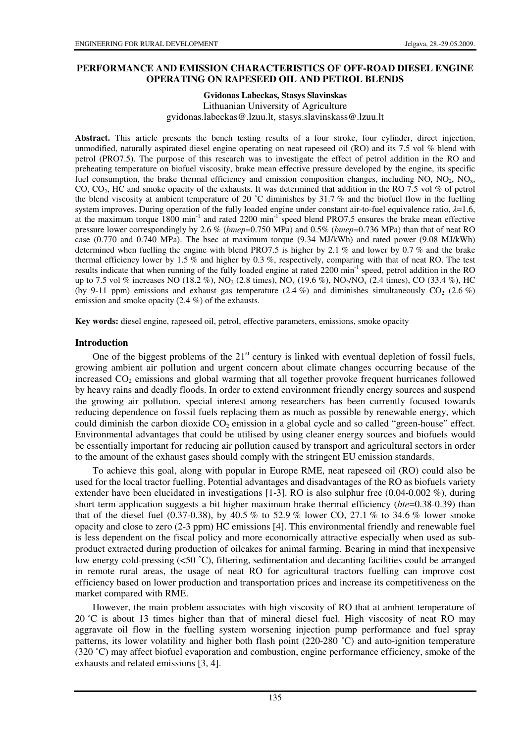# PERFORMANCE AND EMISSION CHARACTERISTICS OF OFF-ROAD DIESEL ENGINE OPERATING ON RAPESEED OIL AND PETROL BLENDS

**Gvidonas Labeckas, Stasys Slavinskas**

Lithuanian University of Agriculture

gvidonas.labeckas@.lzuu.lt, stasys.slavinskass@.lzuu.lt

**Abstract.** This article presents the bench testing results of a four stroke, four cylinder, direct injection, unmodified, naturally aspirated diesel engine operating on neat rapeseed oil (RO) and its 7.5 vol % blend with petrol (PRO7.5). The purpose of this research was to investigate the effect of petrol addition in the RO and preheating temperature on biofuel viscosity, brake mean effective pressure developed by the engine, its specific fuel consumption, the brake thermal efficiency and emission composition changes, including NO, $NO_2$, $NO_x$, CO, $CO_2$, HC and smoke opacity of the exhausts. It was determined that addition in the RO 7.5 vol % of petrol the blend viscosity at ambient temperature of 20 ˚C diminishes by 31.7 % and the biofuel flow in the fuelling system improves. During operation of the fully loaded engine under constant air-to-fuel equivalence ratio, $\lambda$=1.6, at the maximum torque 1800 min$^{-1}$ and rated 2200 min$^{-1}$ speed blend PRO7.5 ensures the brake mean effective pressure lower correspondingly by 2.6 % (*bmep*=0.750 MPa) and 0.5% (*bmep*=0.736 MPa) than that of neat RO case (0.770 and 0.740 MPa). The bsec at maximum torque (9.34 MJ/kWh) and rated power (9.08 MJ/kWh) determined when fuelling the engine with blend PRO7.5 is higher by 2.1 % and lower by 0.7 % and the brake thermal efficiency lower by 1.5 % and higher by 0.3 %, respectively, comparing with that of neat RO. The test results indicate that when running of the fully loaded engine at rated 2200 min$^{-1}$ speed, petrol addition in the RO up to 7.5 vol % increases NO (18.2 %), $NO_2$ (2.8 times), $NO_x$ (19.6 %), $NO_2/NO_x$ (2.4 times), CO (33.4 %), HC (by 9-11 ppm) emissions and exhaust gas temperature (2.4 %) and diminishes simultaneously $CO_2$ (2.6 %) emission and smoke opacity (2.4 %) of the exhausts.

**Key words:** diesel engine, rapeseed oil, petrol, effective parameters, emissions, smoke opacity

## Introduction

One of the biggest problems of the 21$^{st}$ century is linked with eventual depletion of fossil fuels, growing ambient air pollution and urgent concern about climate changes occurring because of the increased $CO_2$ emissions and global warming that all together provoke frequent hurricanes followed by heavy rains and deadly floods. In order to extend environment friendly energy sources and suspend the growing air pollution, special interest among researchers has been currently focused towards reducing dependence on fossil fuels replacing them as much as possible by renewable energy, which could diminish the carbon dioxide $CO_2$ emission in a global cycle and so called "green-house" effect. Environmental advantages that could be utilised by using cleaner energy sources and biofuels would be essentially important for reducing air pollution caused by transport and agricultural sectors in order to the amount of the exhaust gases should comply with the stringent EU emission standards.

To achieve this goal, along with popular in Europe RME, neat rapeseed oil (RO) could also be used for the local tractor fuelling. Potential advantages and disadvantages of the RO as biofuels variety extender have been elucidated in investigations [1-3]. RO is also sulphur free (0.04-0.002 %), during short term application suggests a bit higher maximum brake thermal efficiency (*bte*=0.38-0.39) than that of the diesel fuel (0.37-0.38), by 40.5 % to 52.9 % lower CO, 27.1 % to 34.6 % lower smoke opacity and close to zero (2-3 ppm) HC emissions [4]. This environmental friendly and renewable fuel is less dependent on the fiscal policy and more economically attractive especially when used as sub-product extracted during production of oilcakes for animal farming. Bearing in mind that inexpensive low energy cold-pressing (<50 ˚C), filtering, sedimentation and decanting facilities could be arranged in remote rural areas, the usage of neat RO for agricultural tractors fuelling can improve cost efficiency based on lower production and transportation prices and increase its competitiveness on the market compared with RME.

However, the main problem associates with high viscosity of RO that at ambient temperature of 20 ˚C is about 13 times higher than that of mineral diesel fuel. High viscosity of neat RO may aggravate oil flow in the fuelling system worsening injection pump performance and fuel spray patterns, its lower volatility and higher both flash point (220-280 ˚C) and auto-ignition temperature (320 ˚C) may affect biofuel evaporation and combustion, engine performance efficiency, smoke of the exhausts and related emissions [3, 4].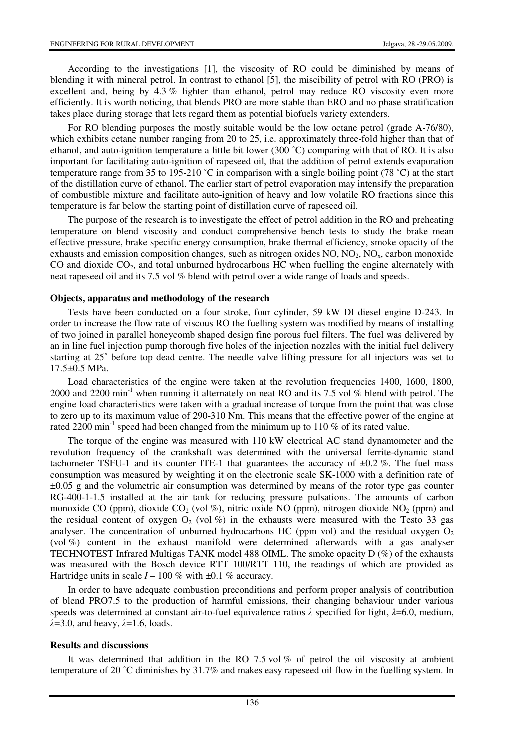According to the investigations [1], the viscosity of RO could be diminished by means of blending it with mineral petrol. In contrast to ethanol [5], the miscibility of petrol with RO (PRO) is excellent and, being by 4.3 % lighter than ethanol, petrol may reduce RO viscosity even more efficiently. It is worth noticing, that blends PRO are more stable than ERO and no phase stratification takes place during storage that lets regard them as potential biofuels variety extenders.

For RO blending purposes the mostly suitable would be the low octane petrol (grade A-76/80), which exhibits cetane number ranging from 20 to 25, i.e. approximately three-fold higher than that of ethanol, and auto-ignition temperature a little bit lower (300 ˚C) comparing with that of RO. It is also important for facilitating auto-ignition of rapeseed oil, that the addition of petrol extends evaporation temperature range from 35 to 195-210 ˚C in comparison with a single boiling point (78 ˚C) at the start of the distillation curve of ethanol. The earlier start of petrol evaporation may intensify the preparation of combustible mixture and facilitate auto-ignition of heavy and low volatile RO fractions since this temperature is far below the starting point of distillation curve of rapeseed oil.

The purpose of the research is to investigate the effect of petrol addition in the RO and preheating temperature on blend viscosity and conduct comprehensive bench tests to study the brake mean effective pressure, brake specific energy consumption, brake thermal efficiency, smoke opacity of the exhausts and emission composition changes, such as nitrogen oxides NO, $NO_2$, $NO_x$, carbon monoxide CO and dioxide $CO_2$, and total unburned hydrocarbons HC when fuelling the engine alternately with neat rapeseed oil and its 7.5 vol % blend with petrol over a wide range of loads and speeds.

## Objects, apparatus and methodology of the research

Tests have been conducted on a four stroke, four cylinder, 59 kW DI diesel engine D-243. In order to increase the flow rate of viscous RO the fuelling system was modified by means of installing of two joined in parallel honeycomb shaped design fine porous fuel filters. The fuel was delivered by an in line fuel injection pump thorough five holes of the injection nozzles with the initial fuel delivery starting at 25˚ before top dead centre. The needle valve lifting pressure for all injectors was set to 17.5±0.5 MPa.

Load characteristics of the engine were taken at the revolution frequencies 1400, 1600, 1800, 2000 and 2200 $min^{-1}$ when running it alternately on neat RO and its 7.5 vol % blend with petrol. The engine load characteristics were taken with a gradual increase of torque from the point that was close to zero up to its maximum value of 290-310 Nm. This means that the effective power of the engine at rated 2200 $min^{-1}$ speed had been changed from the minimum up to 110 % of its rated value.

The torque of the engine was measured with 110 kW electrical AC stand dynamometer and the revolution frequency of the crankshaft was determined with the universal ferrite-dynamic stand tachometer TSFU-1 and its counter ITE-1 that guarantees the accuracy of ±0.2 %. The fuel mass consumption was measured by weighting it on the electronic scale SK-1000 with a definition rate of ±0.05 g and the volumetric air consumption was determined by means of the rotor type gas counter RG-400-1-1.5 installed at the air tank for reducing pressure pulsations. The amounts of carbon monoxide CO (ppm), dioxide $CO_2$ (vol %), nitric oxide NO (ppm), nitrogen dioxide $NO_2$ (ppm) and the residual content of oxygen $O_2$ (vol %) in the exhausts were measured with the Testo 33 gas analyser. The concentration of unburned hydrocarbons HC (ppm vol) and the residual oxygen $O_2$ (vol %) content in the exhaust manifold were determined afterwards with a gas analyser TECHNOTEST Infrared Multigas TANK model 488 OIML. The smoke opacity D (%) of the exhausts was measured with the Bosch device RTT 100/RTT 110, the readings of which are provided as Hartridge units in scale *I* – 100 % with ±0.1 % accuracy.

In order to have adequate combustion preconditions and perform proper analysis of contribution of blend PRO7.5 to the production of harmful emissions, their changing behaviour under various speeds was determined at constant air-to-fuel equivalence ratios $\lambda$ specified for light, $\lambda$=6.0, medium, $\lambda$=3.0, and heavy, $\lambda$=1.6, loads.

## Results and discussions

It was determined that addition in the RO 7.5 vol % of petrol the oil viscosity at ambient temperature of 20 ˚C diminishes by 31.7% and makes easy rapeseed oil flow in the fuelling system. In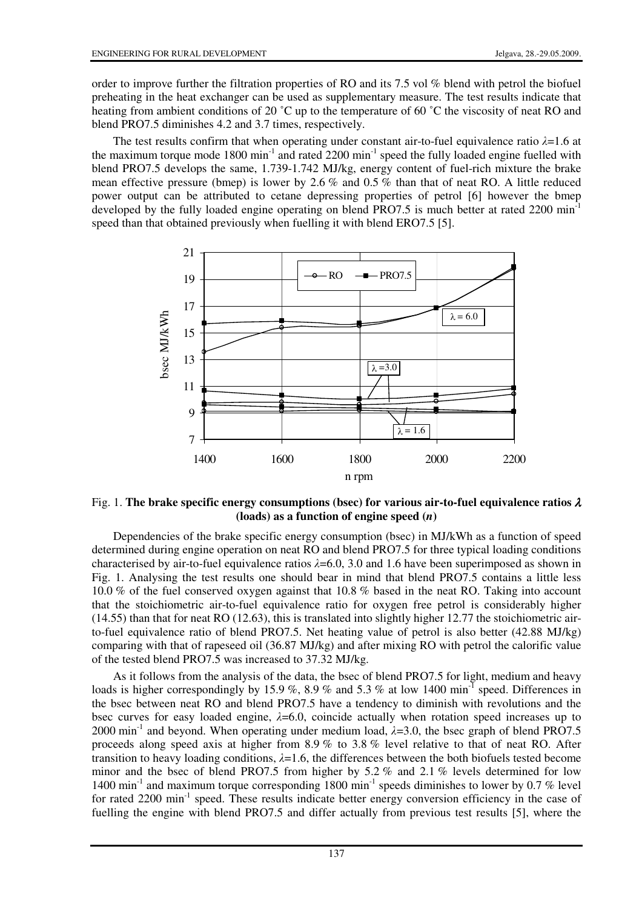order to improve further the filtration properties of RO and its 7.5 vol % blend with petrol the biofuel preheating in the heat exchanger can be used as supplementary measure. The test results indicate that heating from ambient conditions of 20 ˚C up to the temperature of 60 ˚C the viscosity of neat RO and blend PRO7.5 diminishes 4.2 and 3.7 times, respectively.

The test results confirm that when operating under constant air-to-fuel equivalence ratio $\lambda$=1.6 at the maximum torque mode 1800 min$^{-1}$ and rated 2200 min$^{-1}$ speed the fully loaded engine fuelled with blend PRO7.5 develops the same, 1.739-1.742 MJ/kg, energy content of fuel-rich mixture the brake mean effective pressure (bmep) is lower by 2.6 % and 0.5 % than that of neat RO. A little reduced power output can be attributed to cetane depressing properties of petrol [6] however the bmep developed by the fully loaded engine operating on blend PRO7.5 is much better at rated 2200 min$^{-1}$ speed than that obtained previously when fuelling it with blend ERO7.5 [5].

Fig. 1. **The brake specific energy consumptions (bsec) for various air-to-fuel equivalence ratios $\lambda$ (loads) as a function of engine speed (*n*)**

Dependencies of the brake specific energy consumption (bsec) in MJ/kWh as a function of speed determined during engine operation on neat RO and blend PRO7.5 for three typical loading conditions characterised by air-to-fuel equivalence ratios $\lambda$=6.0, 3.0 and 1.6 have been superimposed as shown in Fig. 1. Analysing the test results one should bear in mind that blend PRO7.5 contains a little less 10.0 % of the fuel conserved oxygen against that 10.8 % based in the neat RO. Taking into account that the stoichiometric air-to-fuel equivalence ratio for oxygen free petrol is considerably higher (14.55) than that for neat RO (12.63), this is translated into slightly higher 12.77 the stoichiometric air-to-fuel equivalence ratio of blend PRO7.5. Net heating value of petrol is also better (42.88 MJ/kg) comparing with that of rapeseed oil (36.87 MJ/kg) and after mixing RO with petrol the calorific value of the tested blend PRO7.5 was increased to 37.32 MJ/kg.

As it follows from the analysis of the data, the bsec of blend PRO7.5 for light, medium and heavy loads is higher correspondingly by 15.9 %, 8.9 % and 5.3 % at low 1400 min$^{-1}$ speed. Differences in the bsec between neat RO and blend PRO7.5 have a tendency to diminish with revolutions and the bsec curves for easy loaded engine, $\lambda$=6.0, coincide actually when rotation speed increases up to 2000 min$^{-1}$ and beyond. When operating under medium load, $\lambda$=3.0, the bsec graph of blend PRO7.5 proceeds along speed axis at higher from 8.9 % to 3.8 % level relative to that of neat RO. After transition to heavy loading conditions, $\lambda$=1.6, the differences between the both biofuels tested become minor and the bsec of blend PRO7.5 from higher by 5.2 % and 2.1 % levels determined for low 1400 min$^{-1}$ and maximum torque corresponding 1800 min$^{-1}$ speeds diminishes to lower by 0.7 % level for rated 2200 min$^{-1}$ speed. These results indicate better energy conversion efficiency in the case of fuelling the engine with blend PRO7.5 and differ actually from previous test results [5], where the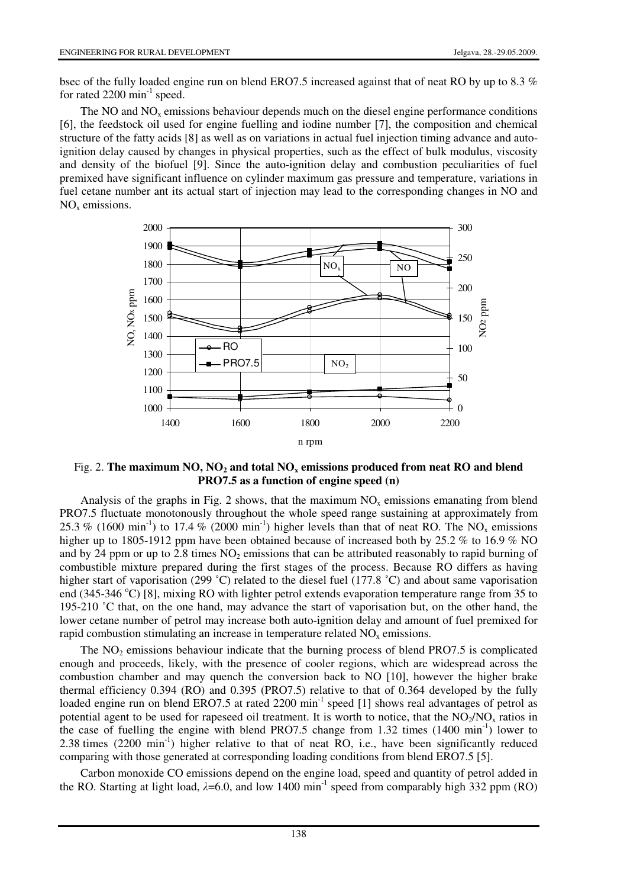bsec of the fully loaded engine run on blend ERO7.5 increased against that of neat RO by up to 8.3 % for rated 2200 $min^{-1}$ speed.

The NO and $NO_x$ emissions behaviour depends much on the diesel engine performance conditions [6], the feedstock oil used for engine fuelling and iodine number [7], the composition and chemical structure of the fatty acids [8] as well as on variations in actual fuel injection timing advance and auto-ignition delay caused by changes in physical properties, such as the effect of bulk modulus, viscosity and density of the biofuel [9]. Since the auto-ignition delay and combustion peculiarities of fuel premixed have significant influence on cylinder maximum gas pressure and temperature, variations in fuel cetane number ant its actual start of injection may lead to the corresponding changes in NO and $NO_x$ emissions.

Fig. 2. **The maximum NO, $NO_2$ and total $NO_x$ emissions produced from neat RO and blend PRO7.5 as a function of engine speed (n)**

Analysis of the graphs in Fig. 2 shows, that the maximum $NO_x$ emissions emanating from blend PRO7.5 fluctuate monotonously throughout the whole speed range sustaining at approximately from 25.3 % (1600 $min^{-1}$) to 17.4 % (2000 $min^{-1}$) higher levels than that of neat RO. The $NO_x$ emissions higher up to 1805-1912 ppm have been obtained because of increased both by 25.2 % to 16.9 % NO and by 24 ppm or up to 2.8 times $NO_2$ emissions that can be attributed reasonably to rapid burning of combustible mixture prepared during the first stages of the process. Because RO differs as having higher start of vaporisation (299 ˚C) related to the diesel fuel (177.8 ˚C) and about same vaporisation end (345-346 °C) [8], mixing RO with lighter petrol extends evaporation temperature range from 35 to 195-210 ˚C that, on the one hand, may advance the start of vaporisation but, on the other hand, the lower cetane number of petrol may increase both auto-ignition delay and amount of fuel premixed for rapid combustion stimulating an increase in temperature related $NO_x$ emissions.

The $NO_2$ emissions behaviour indicate that the burning process of blend PRO7.5 is complicated enough and proceeds, likely, with the presence of cooler regions, which are widespread across the combustion chamber and may quench the conversion back to NO [10], however the higher brake thermal efficiency 0.394 (RO) and 0.395 (PRO7.5) relative to that of 0.364 developed by the fully loaded engine run on blend ERO7.5 at rated 2200 $min^{-1}$ speed [1] shows real advantages of petrol as potential agent to be used for rapeseed oil treatment. It is worth to notice, that the $NO_2/NO_x$ ratios in the case of fuelling the engine with blend PRO7.5 change from 1.32 times (1400 $min^{-1}$) lower to 2.38 times (2200 $min^{-1}$) higher relative to that of neat RO, i.e., have been significantly reduced comparing with those generated at corresponding loading conditions from blend ERO7.5 [5].

Carbon monoxide CO emissions depend on the engine load, speed and quantity of petrol added in the RO. Starting at light load, $\lambda$=6.0, and low 1400 $min^{-1}$ speed from comparably high 332 ppm (RO)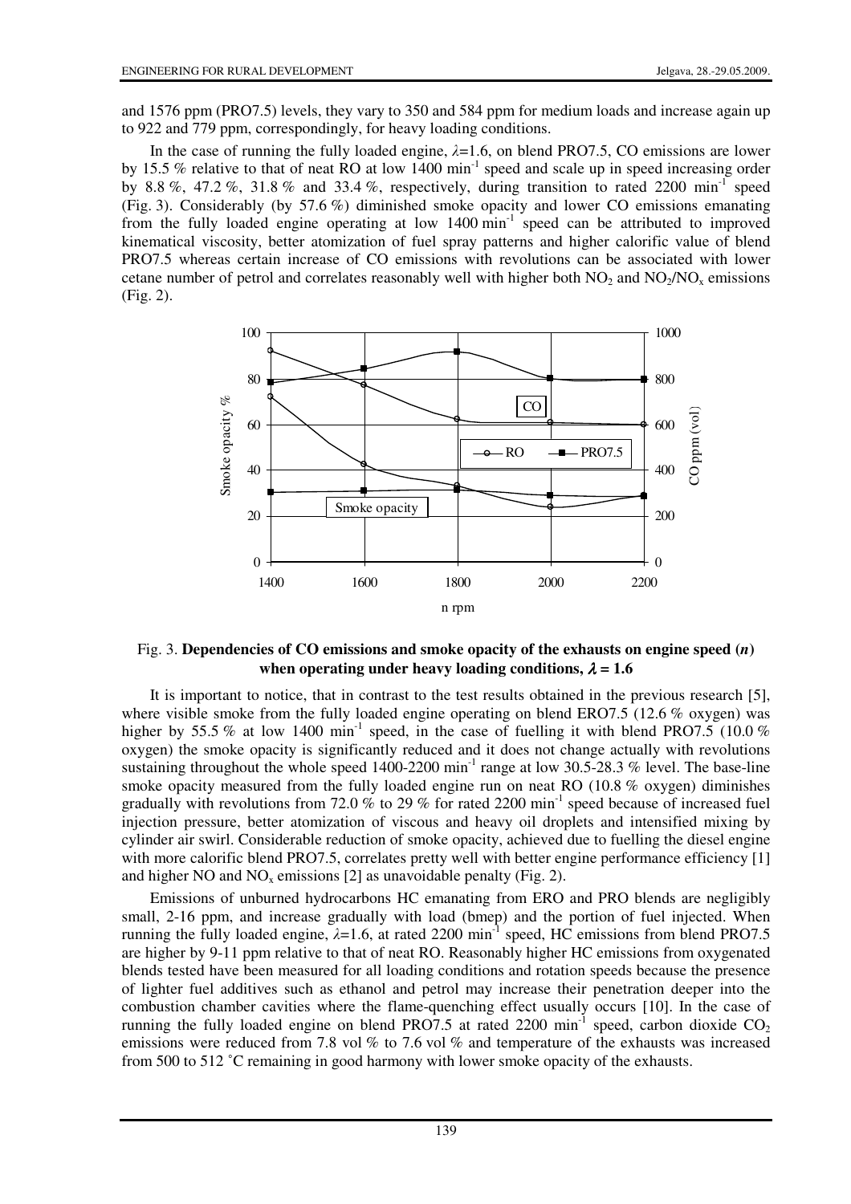and 1576 ppm (PRO7.5) levels, they vary to 350 and 584 ppm for medium loads and increase again up to 922 and 779 ppm, correspondingly, for heavy loading conditions.

In the case of running the fully loaded engine, $\lambda$=1.6, on blend PRO7.5, CO emissions are lower by 15.5 % relative to that of neat RO at low 1400 min$^{-1}$ speed and scale up in speed increasing order by 8.8 %, 47.2 %, 31.8 % and 33.4 %, respectively, during transition to rated 2200 min$^{-1}$ speed (Fig. 3). Considerably (by 57.6 %) diminished smoke opacity and lower CO emissions emanating from the fully loaded engine operating at low 1400 min$^{-1}$ speed can be attributed to improved kinematical viscosity, better atomization of fuel spray patterns and higher calorific value of blend PRO7.5 whereas certain increase of CO emissions with revolutions can be associated with lower cetane number of petrol and correlates reasonably well with higher both $NO_2$ and $NO_2/NO_x$ emissions (Fig. 2).

Fig. 3. **Dependencies of CO emissions and smoke opacity of the exhausts on engine speed (*n*) when operating under heavy loading conditions, $\lambda$ = 1.6**

It is important to notice, that in contrast to the test results obtained in the previous research [5], where visible smoke from the fully loaded engine operating on blend ERO7.5 (12.6 % oxygen) was higher by 55.5 % at low 1400 min$^{-1}$ speed, in the case of fuelling it with blend PRO7.5 (10.0 % oxygen) the smoke opacity is significantly reduced and it does not change actually with revolutions sustaining throughout the whole speed 1400-2200 min$^{-1}$ range at low 30.5-28.3 % level. The base-line smoke opacity measured from the fully loaded engine run on neat RO (10.8 % oxygen) diminishes gradually with revolutions from 72.0 % to 29 % for rated 2200 min$^{-1}$ speed because of increased fuel injection pressure, better atomization of viscous and heavy oil droplets and intensified mixing by cylinder air swirl. Considerable reduction of smoke opacity, achieved due to fuelling the diesel engine with more calorific blend PRO7.5, correlates pretty well with better engine performance efficiency [1] and higher NO and $NO_x$ emissions [2] as unavoidable penalty (Fig. 2).

Emissions of unburned hydrocarbons HC emanating from ERO and PRO blends are negligibly small, 2-16 ppm, and increase gradually with load (bmep) and the portion of fuel injected. When running the fully loaded engine, $\lambda$=1.6, at rated 2200 min$^{-1}$ speed, HC emissions from blend PRO7.5 are higher by 9-11 ppm relative to that of neat RO. Reasonably higher HC emissions from oxygenated blends tested have been measured for all loading conditions and rotation speeds because the presence of lighter fuel additives such as ethanol and petrol may increase their penetration deeper into the combustion chamber cavities where the flame-quenching effect usually occurs [10]. In the case of running the fully loaded engine on blend PRO7.5 at rated 2200 min$^{-1}$ speed, carbon dioxide $CO_2$ emissions were reduced from 7.8 vol % to 7.6 vol % and temperature of the exhausts was increased from 500 to 512 ˚C remaining in good harmony with lower smoke opacity of the exhausts.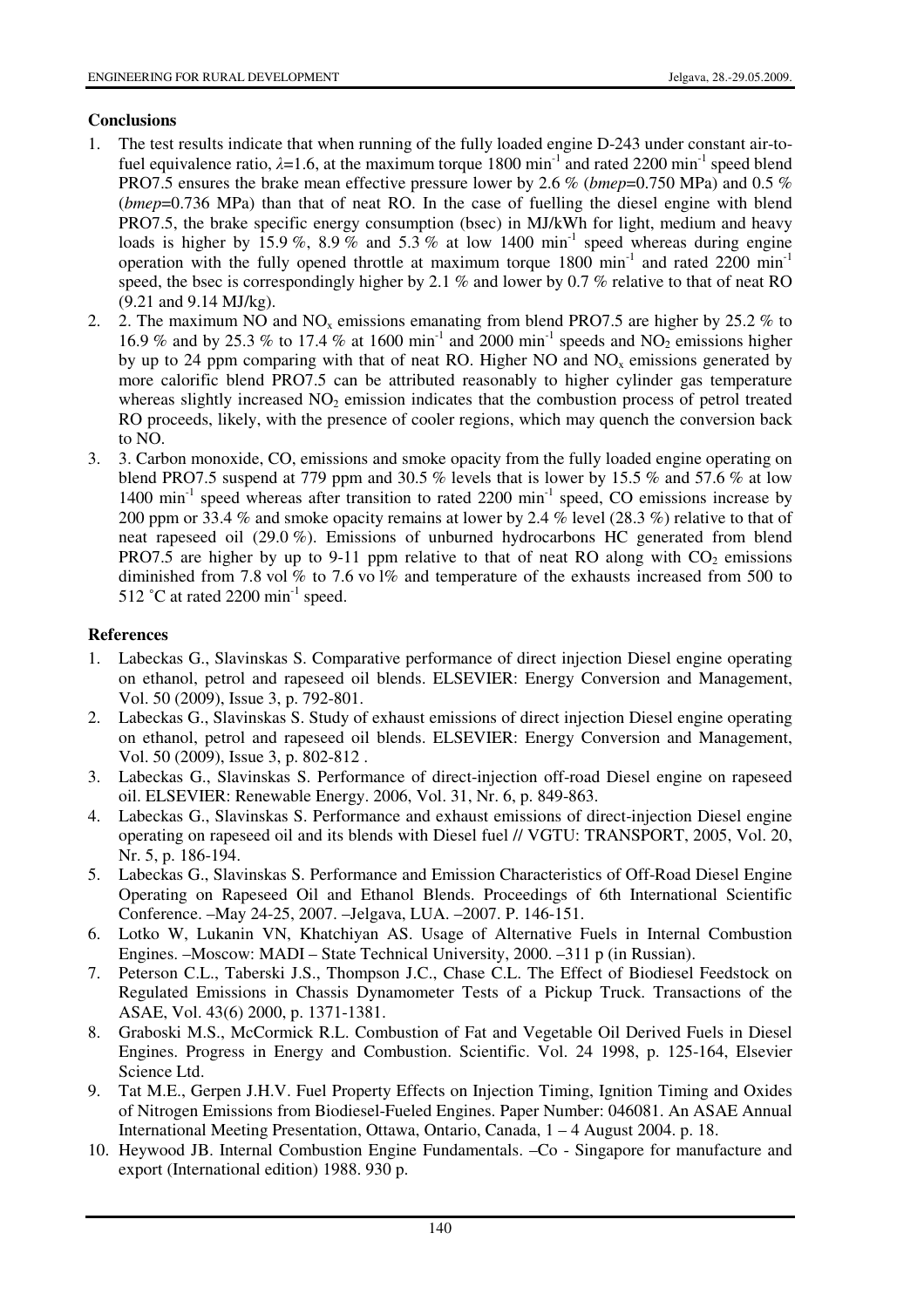## Conclusions

1. The test results indicate that when running of the fully loaded engine D-243 under constant air-to-fuel equivalence ratio, $\lambda$=1.6, at the maximum torque 1800 $min^{-1}$ and rated 2200 $min^{-1}$ speed blend PRO7.5 ensures the brake mean effective pressure lower by 2.6 % (*bmep*=0.750 MPa) and 0.5 % (*bmep*=0.736 MPa) than that of neat RO. In the case of fuelling the diesel engine with blend PRO7.5, the brake specific energy consumption (bsec) in MJ/kWh for light, medium and heavy loads is higher by 15.9 %, 8.9 % and 5.3 % at low 1400 $min^{-1}$ speed whereas during engine operation with the fully opened throttle at maximum torque 1800 $min^{-1}$ and rated 2200 $min^{-1}$ speed, the bsec is correspondingly higher by 2.1 % and lower by 0.7 % relative to that of neat RO (9.21 and 9.14 MJ/kg).
2. 2. The maximum NO and $NO_x$ emissions emanating from blend PRO7.5 are higher by 25.2 % to 16.9 % and by 25.3 % to 17.4 % at 1600 $min^{-1}$ and 2000 $min^{-1}$ speeds and $NO_2$ emissions higher by up to 24 ppm comparing with that of neat RO. Higher NO and $NO_x$ emissions generated by more calorific blend PRO7.5 can be attributed reasonably to higher cylinder gas temperature whereas slightly increased $NO_2$ emission indicates that the combustion process of petrol treated RO proceeds, likely, with the presence of cooler regions, which may quench the conversion back to NO.
3. 3. Carbon monoxide, CO, emissions and smoke opacity from the fully loaded engine operating on blend PRO7.5 suspend at 779 ppm and 30.5 % levels that is lower by 15.5 % and 57.6 % at low 1400 $min^{-1}$ speed whereas after transition to rated 2200 $min^{-1}$ speed, CO emissions increase by 200 ppm or 33.4 % and smoke opacity remains at lower by 2.4 % level (28.3 %) relative to that of neat rapeseed oil (29.0 %). Emissions of unburned hydrocarbons HC generated from blend PRO7.5 are higher by up to 9-11 ppm relative to that of neat RO along with $CO_2$ emissions diminished from 7.8 vol % to 7.6 vo l% and temperature of the exhausts increased from 500 to 512 ˚C at rated 2200 $min^{-1}$ speed.

## References

1. Labeckas G., Slavinskas S. Comparative performance of direct injection Diesel engine operating on ethanol, petrol and rapeseed oil blends. ELSEVIER: Energy Conversion and Management, Vol. 50 (2009), Issue 3, p. 792-801.
2. Labeckas G., Slavinskas S. Study of exhaust emissions of direct injection Diesel engine operating on ethanol, petrol and rapeseed oil blends. ELSEVIER: Energy Conversion and Management, Vol. 50 (2009), Issue 3, p. 802-812 .
3. Labeckas G., Slavinskas S. Performance of direct-injection off-road Diesel engine on rapeseed oil. ELSEVIER: Renewable Energy. 2006, Vol. 31, Nr. 6, p. 849-863.
4. Labeckas G., Slavinskas S. Performance and exhaust emissions of direct-injection Diesel engine operating on rapeseed oil and its blends with Diesel fuel // VGTU: TRANSPORT, 2005, Vol. 20, Nr. 5, p. 186-194.
5. Labeckas G., Slavinskas S. Performance and Emission Characteristics of Off-Road Diesel Engine Operating on Rapeseed Oil and Ethanol Blends. Proceedings of 6th International Scientific Conference. –May 24-25, 2007. –Jelgava, LUA. –2007. P. 146-151.
6. Lotko W, Lukanin VN, Khatchiyan AS. Usage of Alternative Fuels in Internal Combustion Engines. –Moscow: MADI – State Technical University, 2000. –311 p (in Russian).
7. Peterson C.L., Taberski J.S., Thompson J.C., Chase C.L. The Effect of Biodiesel Feedstock on Regulated Emissions in Chassis Dynamometer Tests of a Pickup Truck. Transactions of the ASAE, Vol. 43(6) 2000, p. 1371-1381.
8. Graboski M.S., McCormick R.L. Combustion of Fat and Vegetable Oil Derived Fuels in Diesel Engines. Progress in Energy and Combustion. Scientific. Vol. 24 1998, p. 125-164, Elsevier Science Ltd.
9. Tat M.E., Gerpen J.H.V. Fuel Property Effects on Injection Timing, Ignition Timing and Oxides of Nitrogen Emissions from Biodiesel-Fueled Engines. Paper Number: 046081. An ASAE Annual International Meeting Presentation, Ottawa, Ontario, Canada, 1 – 4 August 2004. p. 18.
10. Heywood JB. Internal Combustion Engine Fundamentals. –Co - Singapore for manufacture and export (International edition) 1988. 930 p.